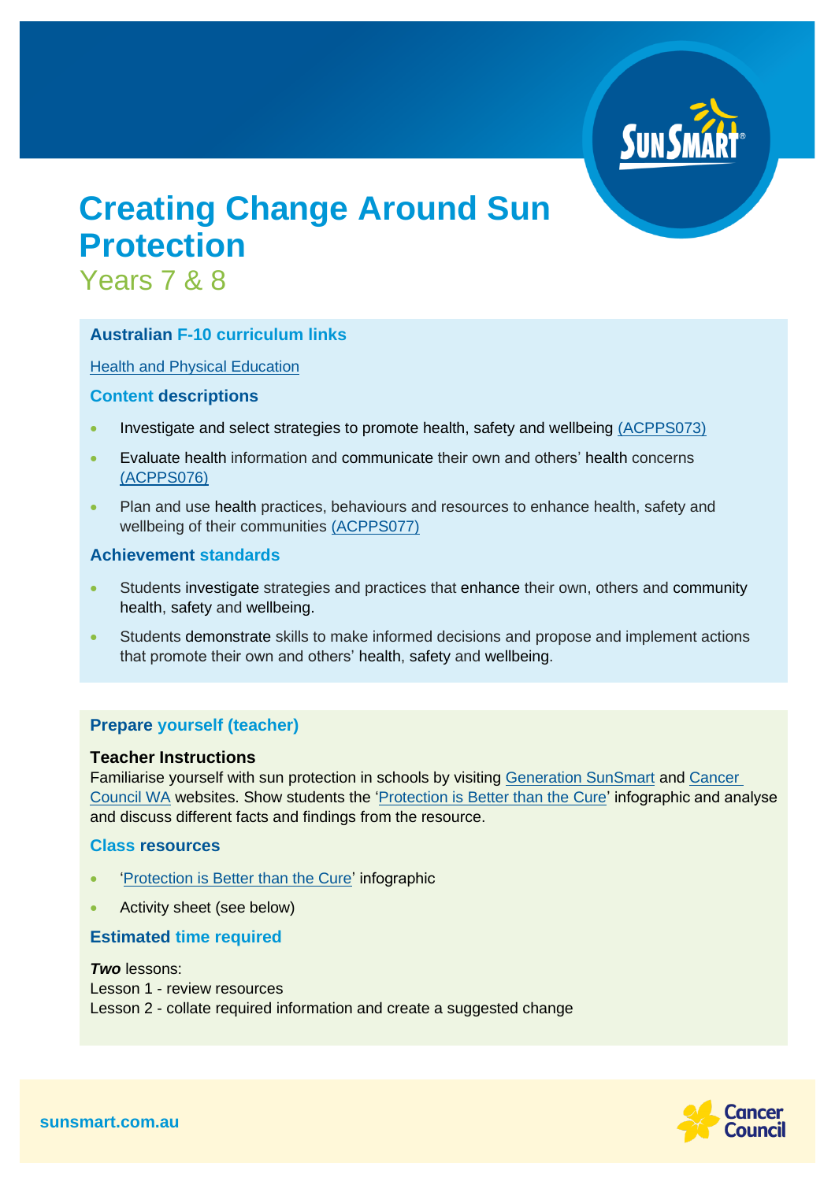# Creating Change Around Sun Protection

## Years 7 & 8

### Australian F-10 curriculum links

Health and Physical Education

### Content descriptions

- Investigate and select strategies to promote health, safety and wellbeing (ACPPS073)
- Evaluate health information and communicate their own and others' health concerns (ACPPS076)
- Plan and use health practices, behaviours and resources to enhance health, safety and wellbeing of their communities (ACPPS077)

### Achievement standards

- Students investigate strategies and practices that enhance their own, others and community health, safety and wellbeing.
- Students demonstrate skills to make informed decisions and propose and implement actions that promote their own and others' health, safety and wellbeing.

### Prepare yourself (teacher)

**Teacher Instructions**

Familiarise yourself with sun protection in schools by visiting Generation SunSmart and Cancer Council WA websites. Show students the 'Protection is Better than the Cure' infographic and analyse and discuss different facts and findings from the resource.

### Class resources

- 'Protection is Better than the Cure' infographic
- Activity sheet (see below)

### Estimated time required

***Two*** lessons:
Lesson 1 - review resources
Lesson 2 - collate required information and create a suggested change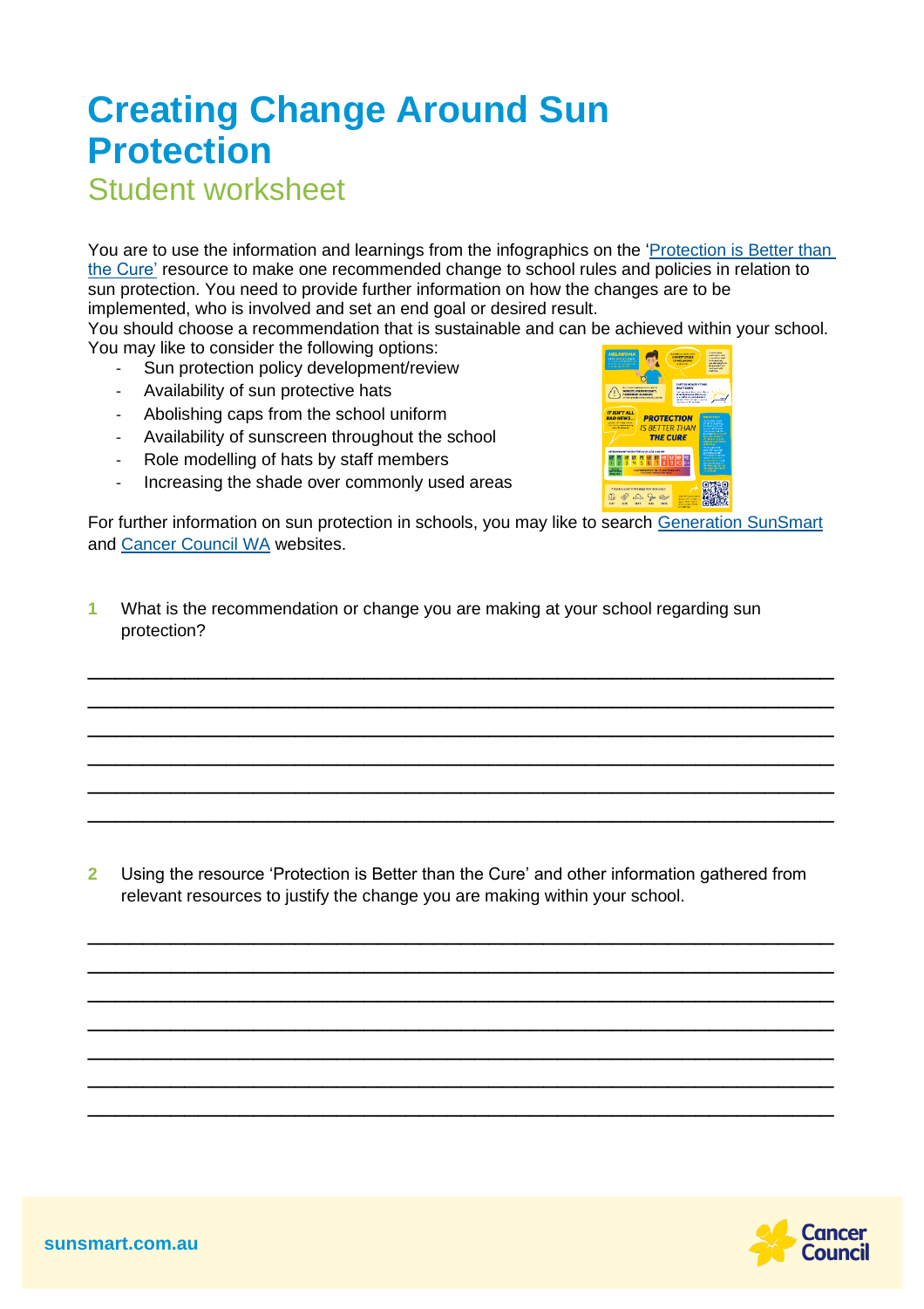# Creating Change Around Sun Protection

## Student worksheet

You are to use the information and learnings from the infographics on the 'Protection is Better than the Cure' resource to make one recommended change to school rules and policies in relation to sun protection. You need to provide further information on how the changes are to be implemented, who is involved and set an end goal or desired result.

You should choose a recommendation that is sustainable and can be achieved within your school. You may like to consider the following options:

- Sun protection policy development/review
- Availability of sun protective hats
- Abolishing caps from the school uniform
- Availability of sunscreen throughout the school
- Role modelling of hats by staff members
- Increasing the shade over commonly used areas

For further information on sun protection in schools, you may like to search Generation SunSmart and Cancer Council WA websites.

1. What is the recommendation or change you are making at your school regarding sun protection?

______________________________________________________________________________

______________________________________________________________________________

______________________________________________________________________________

______________________________________________________________________________

______________________________________________________________________________

______________________________________________________________________________

2. Using the resource 'Protection is Better than the Cure' and other information gathered from relevant resources to justify the change you are making within your school.

______________________________________________________________________________

______________________________________________________________________________

______________________________________________________________________________

______________________________________________________________________________

______________________________________________________________________________

______________________________________________________________________________

______________________________________________________________________________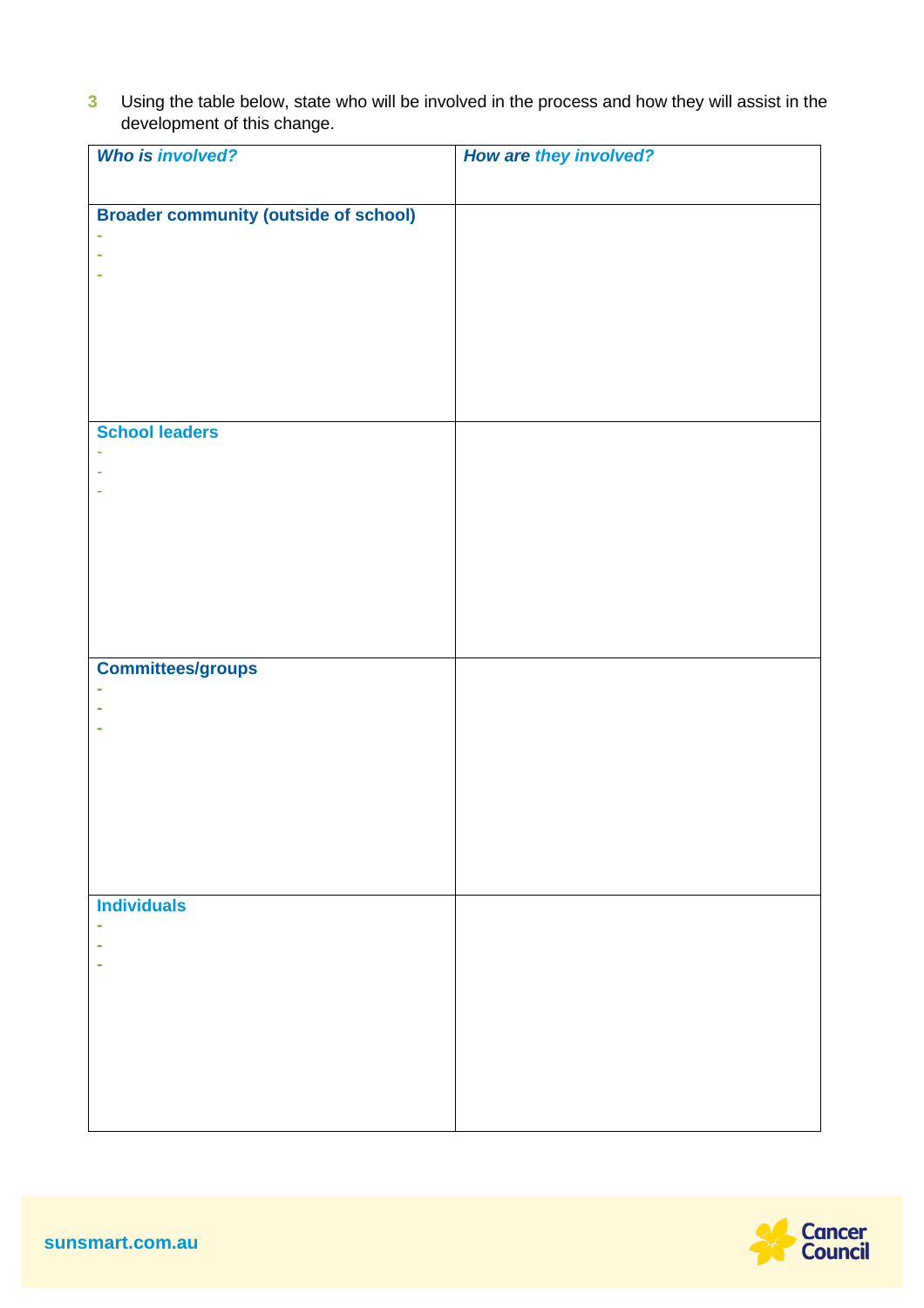3 Using the table below, state who will be involved in the process and how they will assist in the development of this change.

| ***Who is involved?*** | ***How are they involved?*** |
| --- | --- |
| **Broader community (outside of school)**<br>-<br>-<br>- | |
| **School leaders**<br>-<br>-<br>- | |
| **Committees/groups**<br>-<br>-<br>- | |
| **Individuals**<br>-<br>-<br>- | |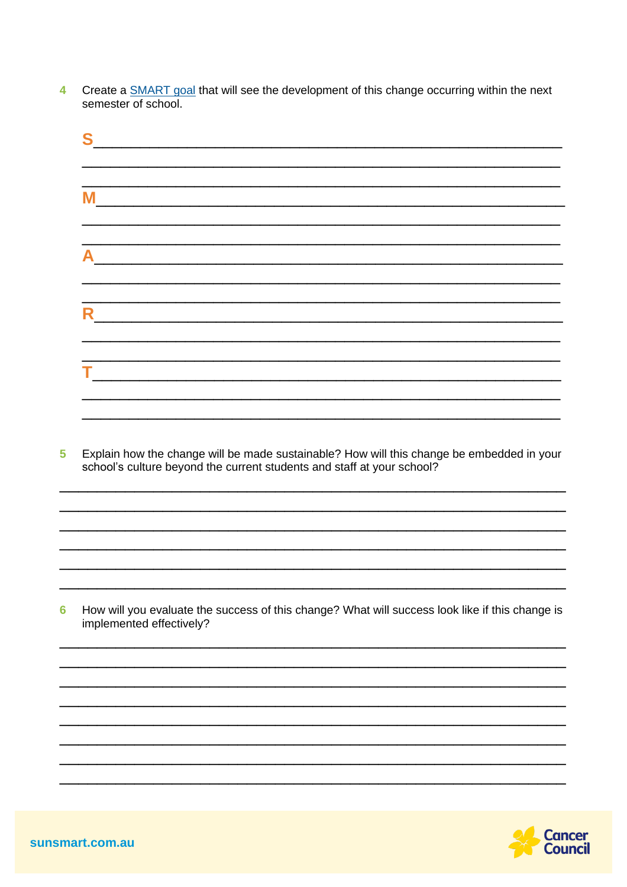4 Create a SMART goal that will see the development of this change occurring within the next semester of school.

**S**______________________________________________________________

________________________________________________________________

________________________________________________________________

**M**______________________________________________________________

________________________________________________________________

________________________________________________________________

**A**______________________________________________________________

________________________________________________________________

________________________________________________________________

**R**______________________________________________________________

________________________________________________________________

________________________________________________________________

**T**______________________________________________________________

________________________________________________________________

________________________________________________________________

5 Explain how the change will be made sustainable? How will this change be embedded in your school's culture beyond the current students and staff at your school?

________________________________________________________________

________________________________________________________________

________________________________________________________________

________________________________________________________________

________________________________________________________________

________________________________________________________________

6 How will you evaluate the success of this change? What will success look like if this change is implemented effectively?

________________________________________________________________

________________________________________________________________

________________________________________________________________

________________________________________________________________

________________________________________________________________

________________________________________________________________

________________________________________________________________

________________________________________________________________

sunsmart.com.au

Cancer Council